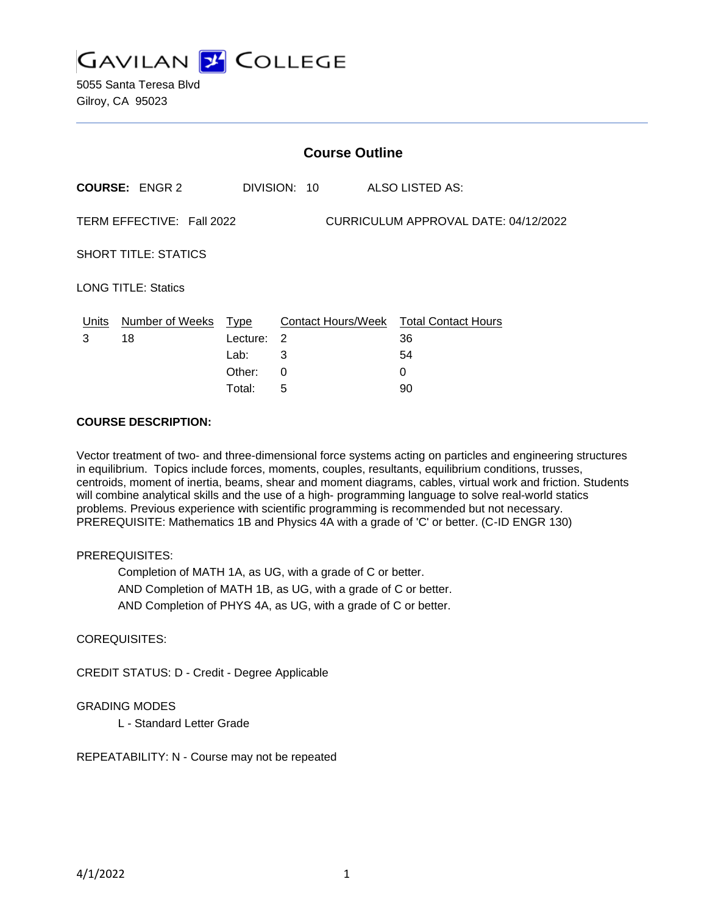# GAVILAN COLLEGE

5055 Santa Teresa Blvd
Gilroy, CA 95023

## Course Outline

**COURSE:** ENGR 2 DIVISION: 10 ALSO LISTED AS:

TERM EFFECTIVE: Fall 2022 CURRICULUM APPROVAL DATE: 04/12/2022

SHORT TITLE: STATICS

LONG TITLE: Statics

| Units | Number of Weeks | Type | Contact Hours/Week | Total Contact Hours |
|---|---|---|---|---|
| 3 | 18 | Lecture: | 2 | 36 |
| | | Lab: | 3 | 54 |
| | | Other: | 0 | 0 |
| | | Total: | 5 | 90 |

**COURSE DESCRIPTION:**

Vector treatment of two- and three-dimensional force systems acting on particles and engineering structures in equilibrium. Topics include forces, moments, couples, resultants, equilibrium conditions, trusses, centroids, moment of inertia, beams, shear and moment diagrams, cables, virtual work and friction. Students will combine analytical skills and the use of a high- programming language to solve real-world statics problems. Previous experience with scientific programming is recommended but not necessary. PREREQUISITE: Mathematics 1B and Physics 4A with a grade of 'C' or better. (C-ID ENGR 130)

PREREQUISITES:

Completion of MATH 1A, as UG, with a grade of C or better.
AND Completion of MATH 1B, as UG, with a grade of C or better.
AND Completion of PHYS 4A, as UG, with a grade of C or better.

COREQUISITES:

CREDIT STATUS: D - Credit - Degree Applicable

GRADING MODES

L - Standard Letter Grade

REPEATABILITY: N - Course may not be repeated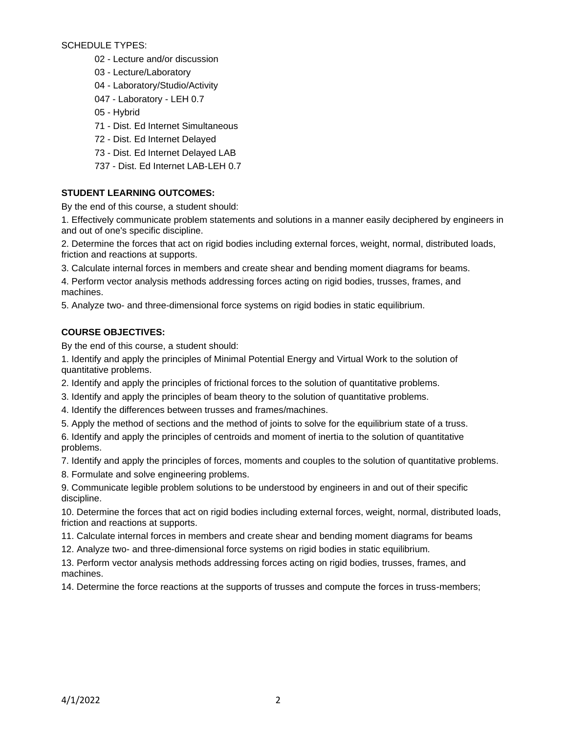SCHEDULE TYPES:

- 02 - Lecture and/or discussion
- 03 - Lecture/Laboratory
- 04 - Laboratory/Studio/Activity
- 047 - Laboratory - LEH 0.7
- 05 - Hybrid
- 71 - Dist. Ed Internet Simultaneous
- 72 - Dist. Ed Internet Delayed
- 73 - Dist. Ed Internet Delayed LAB
- 737 - Dist. Ed Internet LAB-LEH 0.7

**STUDENT LEARNING OUTCOMES:**

By the end of this course, a student should:

1. Effectively communicate problem statements and solutions in a manner easily deciphered by engineers in and out of one's specific discipline.
2. Determine the forces that act on rigid bodies including external forces, weight, normal, distributed loads, friction and reactions at supports.
3. Calculate internal forces in members and create shear and bending moment diagrams for beams.
4. Perform vector analysis methods addressing forces acting on rigid bodies, trusses, frames, and machines.
5. Analyze two- and three-dimensional force systems on rigid bodies in static equilibrium.

**COURSE OBJECTIVES:**

By the end of this course, a student should:

1. Identify and apply the principles of Minimal Potential Energy and Virtual Work to the solution of quantitative problems.
2. Identify and apply the principles of frictional forces to the solution of quantitative problems.
3. Identify and apply the principles of beam theory to the solution of quantitative problems.
4. Identify the differences between trusses and frames/machines.
5. Apply the method of sections and the method of joints to solve for the equilibrium state of a truss.
6. Identify and apply the principles of centroids and moment of inertia to the solution of quantitative problems.
7. Identify and apply the principles of forces, moments and couples to the solution of quantitative problems.
8. Formulate and solve engineering problems.
9. Communicate legible problem solutions to be understood by engineers in and out of their specific discipline.
10. Determine the forces that act on rigid bodies including external forces, weight, normal, distributed loads, friction and reactions at supports.
11. Calculate internal forces in members and create shear and bending moment diagrams for beams
12. Analyze two- and three-dimensional force systems on rigid bodies in static equilibrium.
13. Perform vector analysis methods addressing forces acting on rigid bodies, trusses, frames, and machines.
14. Determine the force reactions at the supports of trusses and compute the forces in truss-members;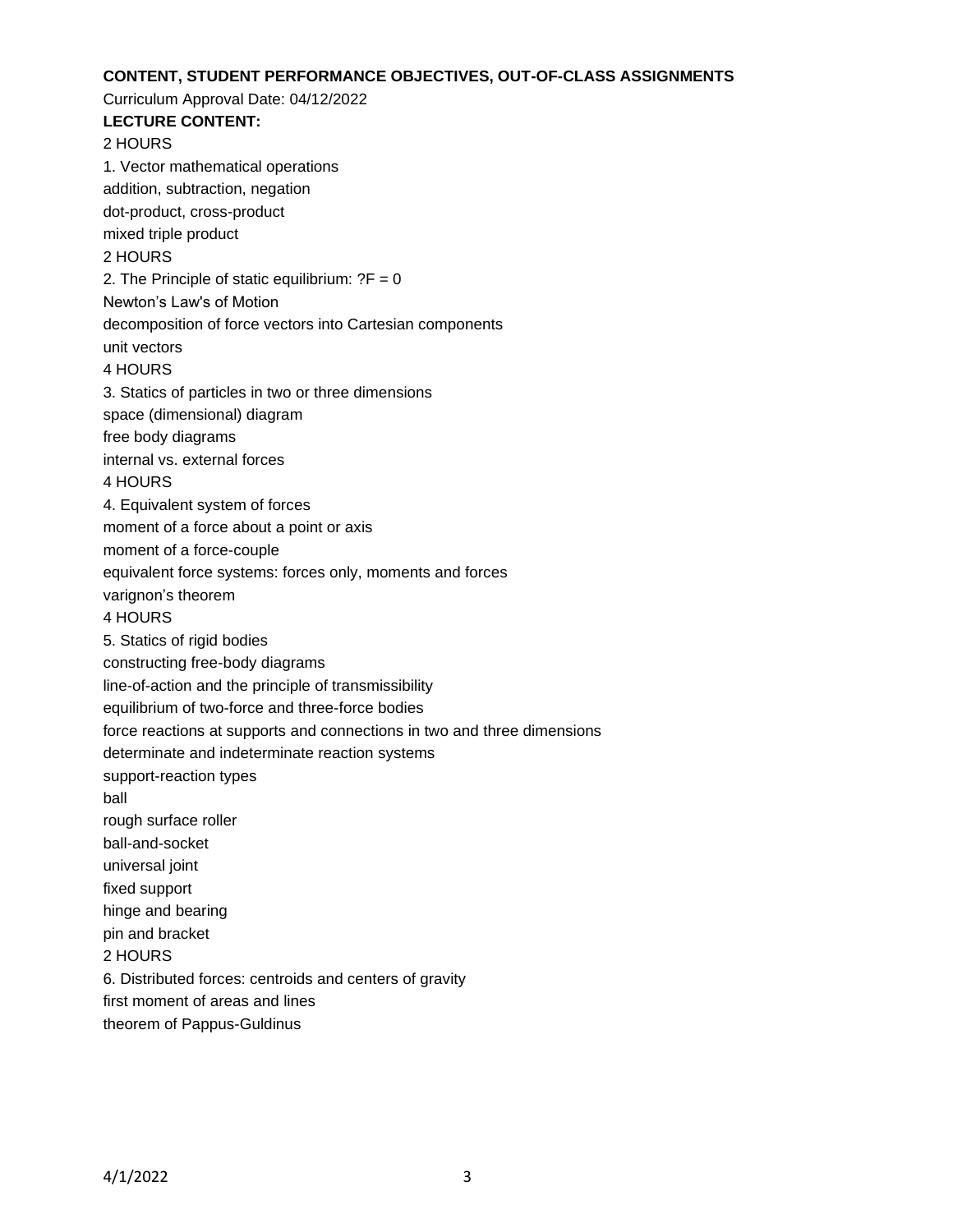**CONTENT, STUDENT PERFORMANCE OBJECTIVES, OUT-OF-CLASS ASSIGNMENTS**

Curriculum Approval Date: 04/12/2022

**LECTURE CONTENT:**

2 HOURS

1. Vector mathematical operations

addition, subtraction, negation

dot-product, cross-product

mixed triple product

2 HOURS

2. The Principle of static equilibrium: ?F = 0

Newton's Law's of Motion

decomposition of force vectors into Cartesian components

unit vectors

4 HOURS

3. Statics of particles in two or three dimensions

space (dimensional) diagram

free body diagrams

internal vs. external forces

4 HOURS

4. Equivalent system of forces

moment of a force about a point or axis

moment of a force-couple

equivalent force systems: forces only, moments and forces

varignon's theorem

4 HOURS

5. Statics of rigid bodies

constructing free-body diagrams

line-of-action and the principle of transmissibility

equilibrium of two-force and three-force bodies

force reactions at supports and connections in two and three dimensions

determinate and indeterminate reaction systems

support-reaction types

ball

rough surface roller

ball-and-socket

universal joint

fixed support

hinge and bearing

pin and bracket

2 HOURS

6. Distributed forces: centroids and centers of gravity

first moment of areas and lines

theorem of Pappus-Guldinus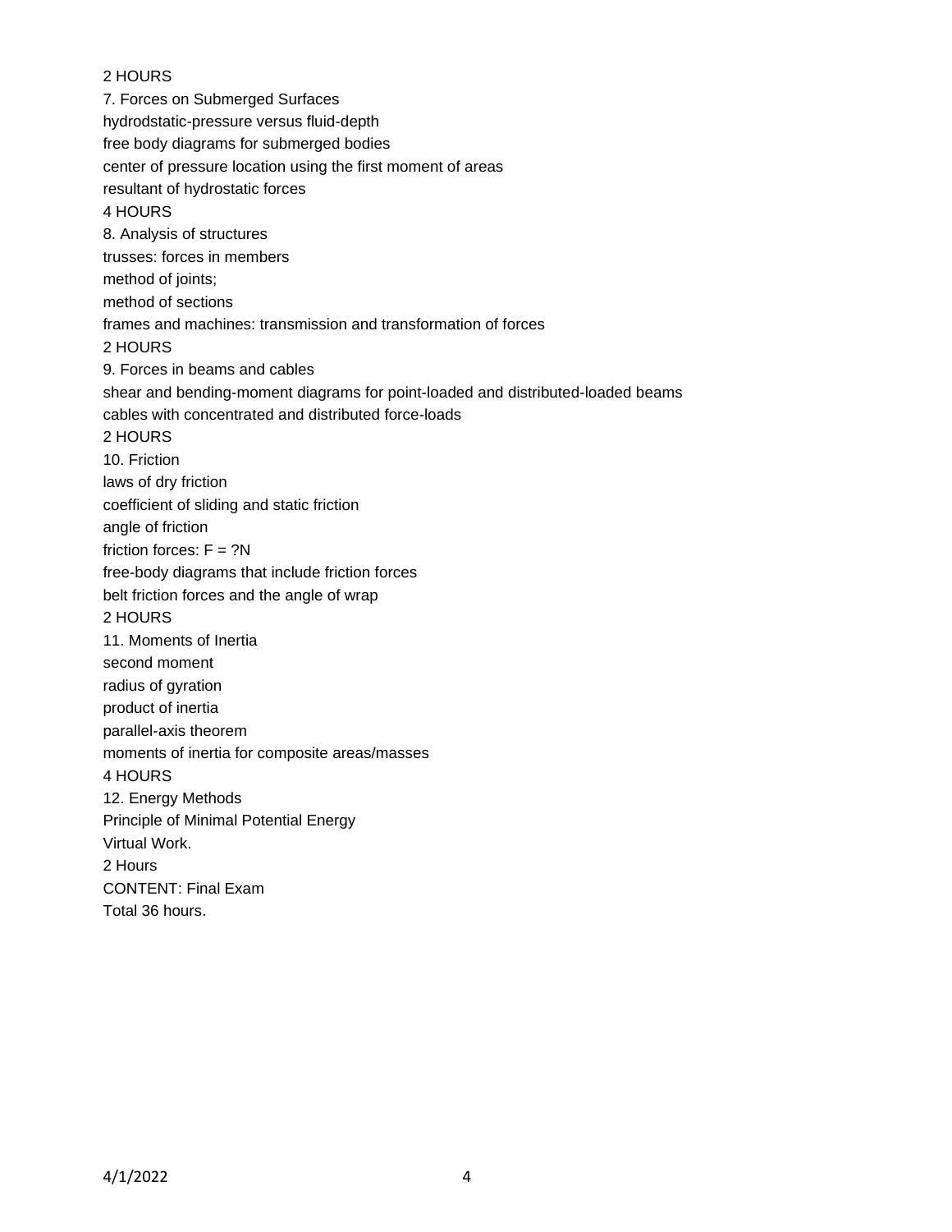2 HOURS

7. Forces on Submerged Surfaces

hydrodstatic-pressure versus fluid-depth

free body diagrams for submerged bodies

center of pressure location using the first moment of areas

resultant of hydrostatic forces

4 HOURS

8. Analysis of structures

trusses: forces in members

method of joints;

method of sections

frames and machines: transmission and transformation of forces

2 HOURS

9. Forces in beams and cables

shear and bending-moment diagrams for point-loaded and distributed-loaded beams

cables with concentrated and distributed force-loads

2 HOURS

10. Friction

laws of dry friction

coefficient of sliding and static friction

angle of friction

friction forces: F = ?N

free-body diagrams that include friction forces

belt friction forces and the angle of wrap

2 HOURS

11. Moments of Inertia

second moment

radius of gyration

product of inertia

parallel-axis theorem

moments of inertia for composite areas/masses

4 HOURS

12. Energy Methods

Principle of Minimal Potential Energy

Virtual Work.

2 Hours

CONTENT: Final Exam

Total 36 hours.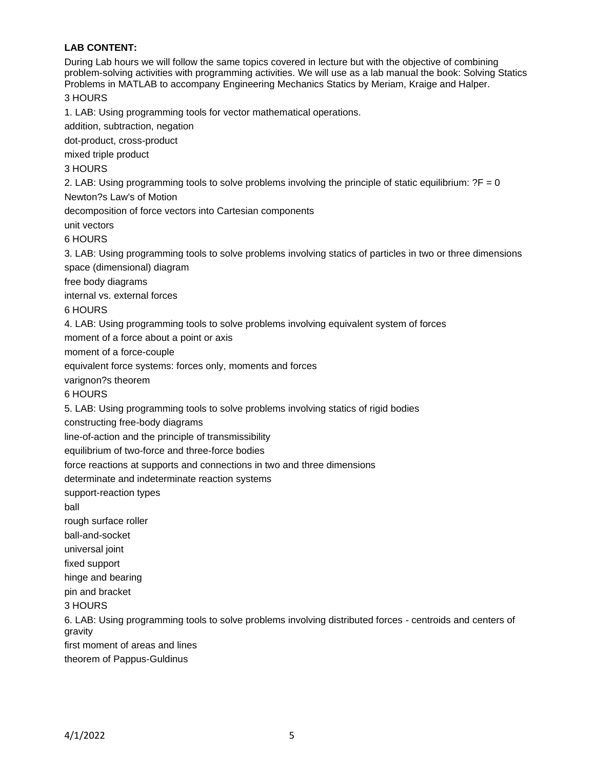**LAB CONTENT:**

During Lab hours we will follow the same topics covered in lecture but with the objective of combining problem-solving activities with programming activities. We will use as a lab manual the book: Solving Statics Problems in MATLAB to accompany Engineering Mechanics Statics by Meriam, Kraige and Halper.

3 HOURS

1. LAB: Using programming tools for vector mathematical operations.

addition, subtraction, negation

dot-product, cross-product

mixed triple product

3 HOURS

2. LAB: Using programming tools to solve problems involving the principle of static equilibrium: ?F = 0

Newton?s Law's of Motion

decomposition of force vectors into Cartesian components

unit vectors

6 HOURS

3. LAB: Using programming tools to solve problems involving statics of particles in two or three dimensions

space (dimensional) diagram

free body diagrams

internal vs. external forces

6 HOURS

4. LAB: Using programming tools to solve problems involving equivalent system of forces

moment of a force about a point or axis

moment of a force-couple

equivalent force systems: forces only, moments and forces

varignon?s theorem

6 HOURS

5. LAB: Using programming tools to solve problems involving statics of rigid bodies

constructing free-body diagrams

line-of-action and the principle of transmissibility

equilibrium of two-force and three-force bodies

force reactions at supports and connections in two and three dimensions

determinate and indeterminate reaction systems

support-reaction types

ball

rough surface roller

ball-and-socket

universal joint

fixed support

hinge and bearing

pin and bracket

3 HOURS

6. LAB: Using programming tools to solve problems involving distributed forces - centroids and centers of gravity

first moment of areas and lines

theorem of Pappus-Guldinus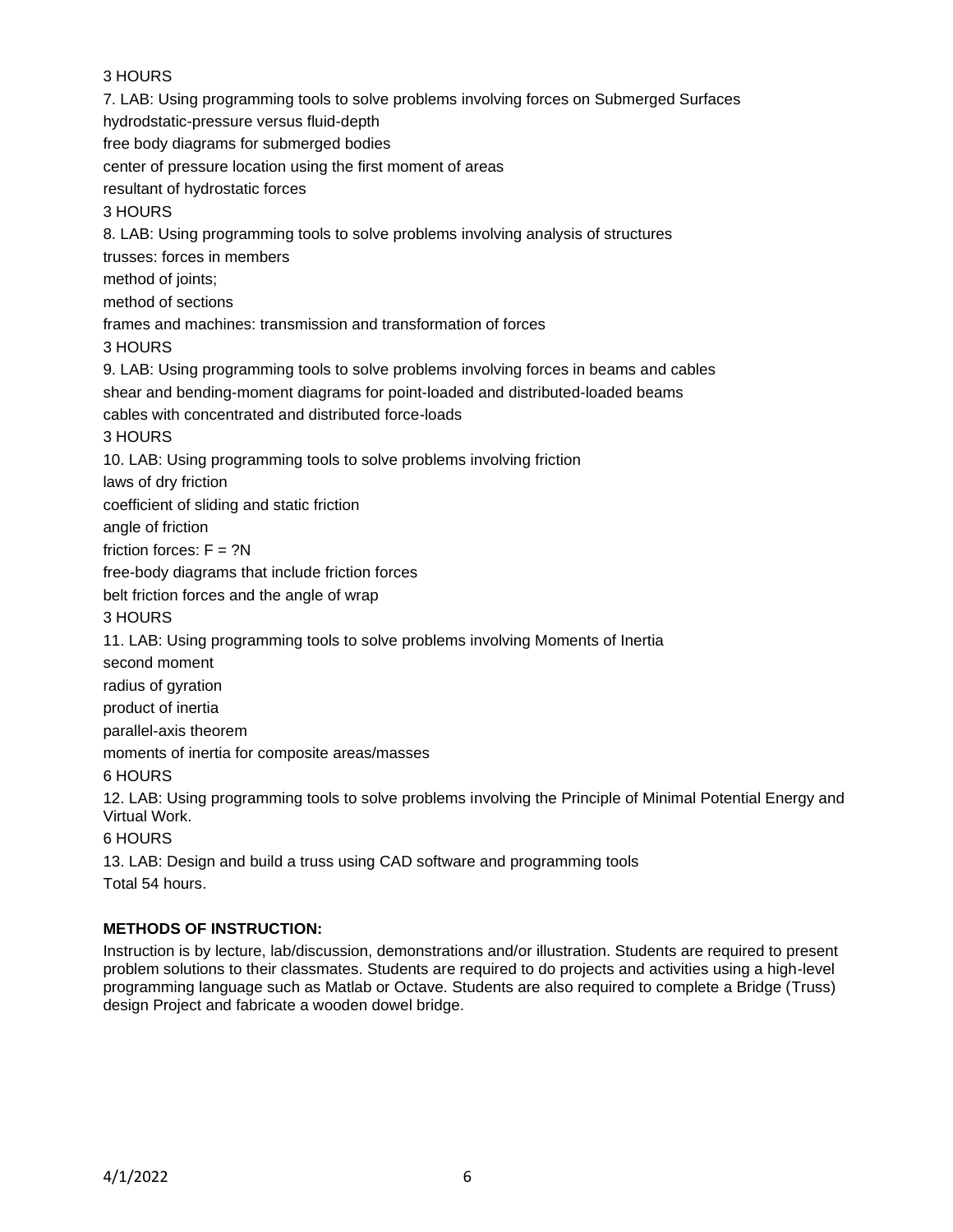3 HOURS

7. LAB: Using programming tools to solve problems involving forces on Submerged Surfaces

hydrodstatic-pressure versus fluid-depth

free body diagrams for submerged bodies

center of pressure location using the first moment of areas

resultant of hydrostatic forces

3 HOURS

8. LAB: Using programming tools to solve problems involving analysis of structures

trusses: forces in members

method of joints;

method of sections

frames and machines: transmission and transformation of forces

3 HOURS

9. LAB: Using programming tools to solve problems involving forces in beams and cables

shear and bending-moment diagrams for point-loaded and distributed-loaded beams

cables with concentrated and distributed force-loads

3 HOURS

10. LAB: Using programming tools to solve problems involving friction

laws of dry friction

coefficient of sliding and static friction

angle of friction

friction forces: F = ?N

free-body diagrams that include friction forces

belt friction forces and the angle of wrap

3 HOURS

11. LAB: Using programming tools to solve problems involving Moments of Inertia

second moment

radius of gyration

product of inertia

parallel-axis theorem

moments of inertia for composite areas/masses

6 HOURS

12. LAB: Using programming tools to solve problems involving the Principle of Minimal Potential Energy and Virtual Work.

6 HOURS

13. LAB: Design and build a truss using CAD software and programming tools

Total 54 hours.

**METHODS OF INSTRUCTION:**

Instruction is by lecture, lab/discussion, demonstrations and/or illustration. Students are required to present problem solutions to their classmates. Students are required to do projects and activities using a high-level programming language such as Matlab or Octave. Students are also required to complete a Bridge (Truss) design Project and fabricate a wooden dowel bridge.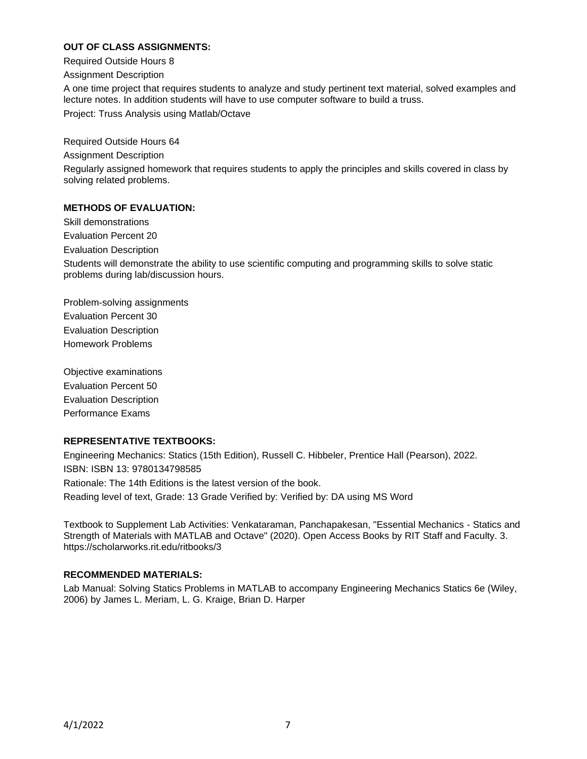**OUT OF CLASS ASSIGNMENTS:**

Required Outside Hours 8

Assignment Description

A one time project that requires students to analyze and study pertinent text material, solved examples and lecture notes. In addition students will have to use computer software to build a truss.

Project: Truss Analysis using Matlab/Octave

Required Outside Hours 64

Assignment Description

Regularly assigned homework that requires students to apply the principles and skills covered in class by solving related problems.

**METHODS OF EVALUATION:**

Skill demonstrations

Evaluation Percent 20

Evaluation Description

Students will demonstrate the ability to use scientific computing and programming skills to solve static problems during lab/discussion hours.

Problem-solving assignments

Evaluation Percent 30

Evaluation Description

Homework Problems

Objective examinations

Evaluation Percent 50

Evaluation Description

Performance Exams

**REPRESENTATIVE TEXTBOOKS:**

Engineering Mechanics: Statics (15th Edition), Russell C. Hibbeler, Prentice Hall (Pearson), 2022.

ISBN: ISBN 13: 9780134798585

Rationale: The 14th Editions is the latest version of the book.

Reading level of text, Grade: 13 Grade Verified by: Verified by: DA using MS Word

Textbook to Supplement Lab Activities: Venkataraman, Panchapakesan, "Essential Mechanics - Statics and Strength of Materials with MATLAB and Octave" (2020). Open Access Books by RIT Staff and Faculty. 3. https://scholarworks.rit.edu/ritbooks/3

**RECOMMENDED MATERIALS:**

Lab Manual: Solving Statics Problems in MATLAB to accompany Engineering Mechanics Statics 6e (Wiley, 2006) by James L. Meriam, L. G. Kraige, Brian D. Harper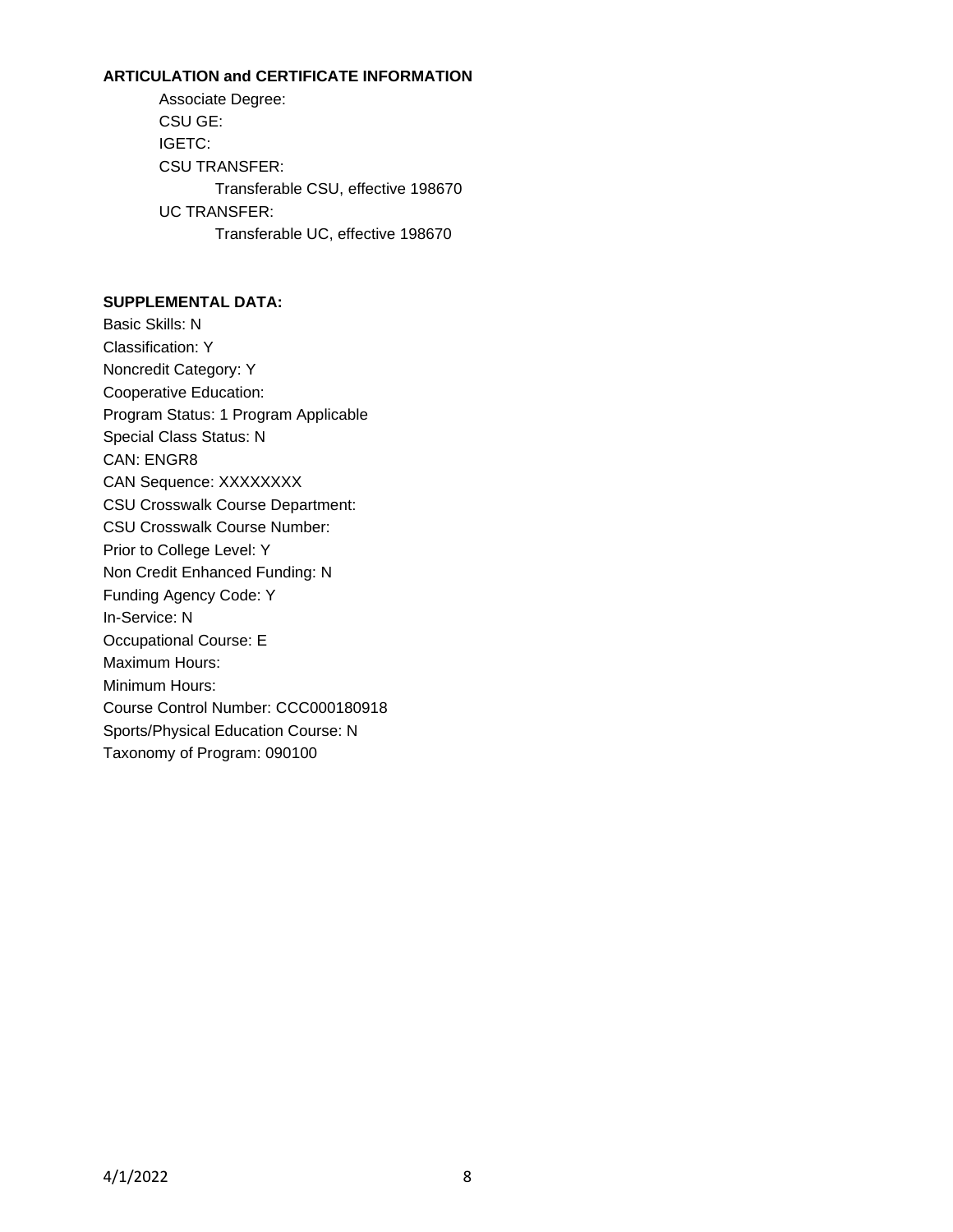**ARTICULATION and CERTIFICATE INFORMATION**

Associate Degree:
CSU GE:
IGETC:
CSU TRANSFER:
Transferable CSU, effective 198670
UC TRANSFER:
Transferable UC, effective 198670

**SUPPLEMENTAL DATA:**

Basic Skills: N
Classification: Y
Noncredit Category: Y
Cooperative Education:
Program Status: 1 Program Applicable
Special Class Status: N
CAN: ENGR8
CAN Sequence: XXXXXXXX
CSU Crosswalk Course Department:
CSU Crosswalk Course Number:
Prior to College Level: Y
Non Credit Enhanced Funding: N
Funding Agency Code: Y
In-Service: N
Occupational Course: E
Maximum Hours:
Minimum Hours:
Course Control Number: CCC000180918
Sports/Physical Education Course: N
Taxonomy of Program: 090100